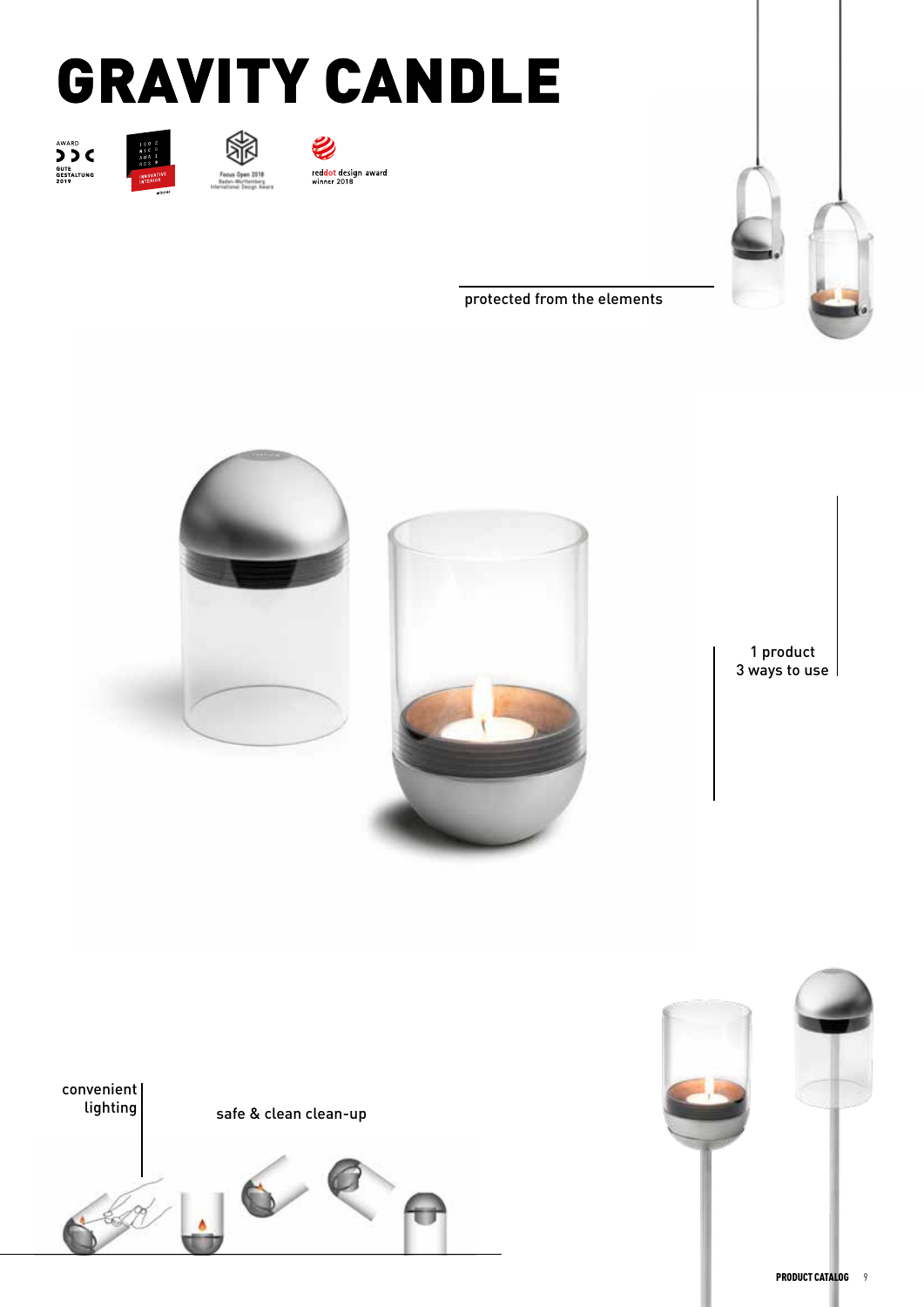# GRAVITY CANDLE

protected from the elements

1 product
3 ways to use

convenient lighting

safe & clean clean-up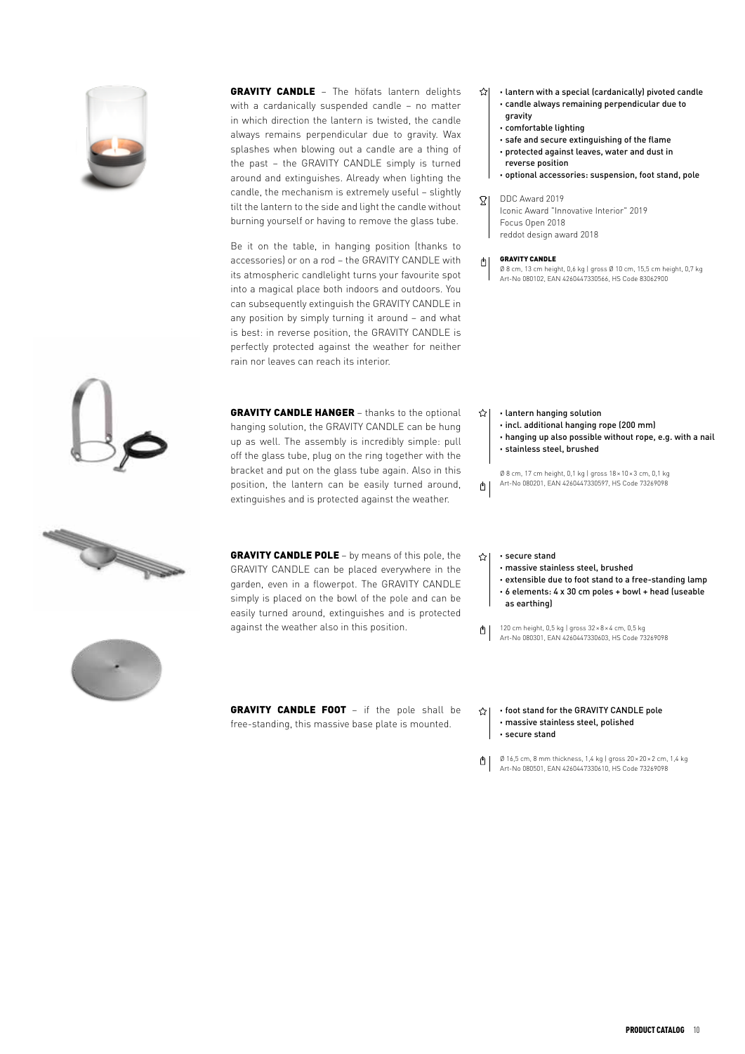**GRAVITY CANDLE** – The höfats lantern delights with a cardanically suspended candle – no matter in which direction the lantern is twisted, the candle always remains perpendicular due to gravity. Wax splashes when blowing out a candle are a thing of the past – the GRAVITY CANDLE simply is turned around and extinguishes. Already when lighting the candle, the mechanism is extremely useful – slightly tilt the lantern to the side and light the candle without burning yourself or having to remove the glass tube.

Be it on the table, in hanging position (thanks to accessories) or on a rod – the GRAVITY CANDLE with its atmospheric candlelight turns your favourite spot into a magical place both indoors and outdoors. You can subsequently extinguish the GRAVITY CANDLE in any position by simply turning it around – and what is best: in reverse position, the GRAVITY CANDLE is perfectly protected against the weather for neither rain nor leaves can reach its interior.

- lantern with a special (cardanically) pivoted candle
- candle always remaining perpendicular due to gravity
- comfortable lighting
- safe and secure extinguishing of the flame
- protected against leaves, water and dust in reverse position
- optional accessories: suspension, foot stand, pole

DDC Award 2019
Iconic Award "Innovative Interior" 2019
Focus Open 2018
reddot design award 2018

**GRAVITY CANDLE**
Ø 8 cm, 13 cm height, 0,6 kg | gross Ø 10 cm, 15,5 cm height, 0,7 kg
Art-No 080102, EAN 4260447330566, HS Code 83062900

**GRAVITY CANDLE HANGER** – thanks to the optional hanging solution, the GRAVITY CANDLE can be hung up as well. The assembly is incredibly simple: pull off the glass tube, plug on the ring together with the bracket and put on the glass tube again. Also in this position, the lantern can be easily turned around, extinguishes and is protected against the weather.

- lantern hanging solution
- incl. additional hanging rope (200 mm)
- hanging up also possible without rope, e.g. with a nail
- stainless steel, brushed

Ø 8 cm, 17 cm height, 0,1 kg | gross 18 × 10 × 3 cm, 0,1 kg
Art-No 080201, EAN 4260447330597, HS Code 73269098

**GRAVITY CANDLE POLE** – by means of this pole, the GRAVITY CANDLE can be placed everywhere in the garden, even in a flowerpot. The GRAVITY CANDLE simply is placed on the bowl of the pole and can be easily turned around, extinguishes and is protected against the weather also in this position.

- secure stand
- massive stainless steel, brushed
- extensible due to foot stand to a free-standing lamp
- 6 elements: 4 x 30 cm poles + bowl + head (useable as earthing)

120 cm height, 0,5 kg | gross 32 × 8 × 4 cm, 0,5 kg
Art-No 080301, EAN 4260447330603, HS Code 73269098

**GRAVITY CANDLE FOOT** – if the pole shall be free-standing, this massive base plate is mounted.

- foot stand for the GRAVITY CANDLE pole
- massive stainless steel, polished
- secure stand

Ø 16,5 cm, 8 mm thickness, 1,4 kg | gross 20 × 20 × 2 cm, 1,4 kg
Art-No 080501, EAN 4260447330610, HS Code 73269098